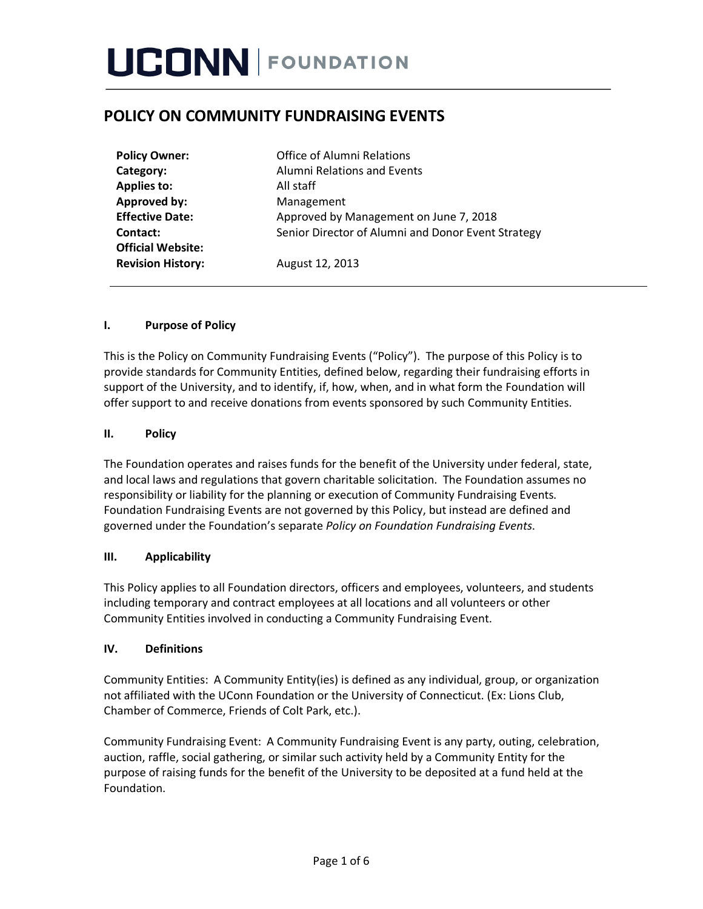# UCONN | FOUNDATION

## POLICY ON COMMUNITY FUNDRAISING EVENTS

| | |
|---|---|
| **Policy Owner:** | Office of Alumni Relations |
| **Category:** | Alumni Relations and Events |
| **Applies to:** | All staff |
| **Approved by:** | Management |
| **Effective Date:** | Approved by Management on June 7, 2018 |
| **Contact:** | Senior Director of Alumni and Donor Event Strategy |
| **Official Website:** | |
| **Revision History:** | August 12, 2013 |

### I. Purpose of Policy

This is the Policy on Community Fundraising Events ("Policy"). The purpose of this Policy is to provide standards for Community Entities, defined below, regarding their fundraising efforts in support of the University, and to identify, if, how, when, and in what form the Foundation will offer support to and receive donations from events sponsored by such Community Entities.

### II. Policy

The Foundation operates and raises funds for the benefit of the University under federal, state, and local laws and regulations that govern charitable solicitation. The Foundation assumes no responsibility or liability for the planning or execution of Community Fundraising Events. Foundation Fundraising Events are not governed by this Policy, but instead are defined and governed under the Foundation's separate *Policy on Foundation Fundraising Events*.

### III. Applicability

This Policy applies to all Foundation directors, officers and employees, volunteers, and students including temporary and contract employees at all locations and all volunteers or other Community Entities involved in conducting a Community Fundraising Event.

### IV. Definitions

Community Entities: A Community Entity(ies) is defined as any individual, group, or organization not affiliated with the UConn Foundation or the University of Connecticut. (Ex: Lions Club, Chamber of Commerce, Friends of Colt Park, etc.).

Community Fundraising Event: A Community Fundraising Event is any party, outing, celebration, auction, raffle, social gathering, or similar such activity held by a Community Entity for the purpose of raising funds for the benefit of the University to be deposited at a fund held at the Foundation.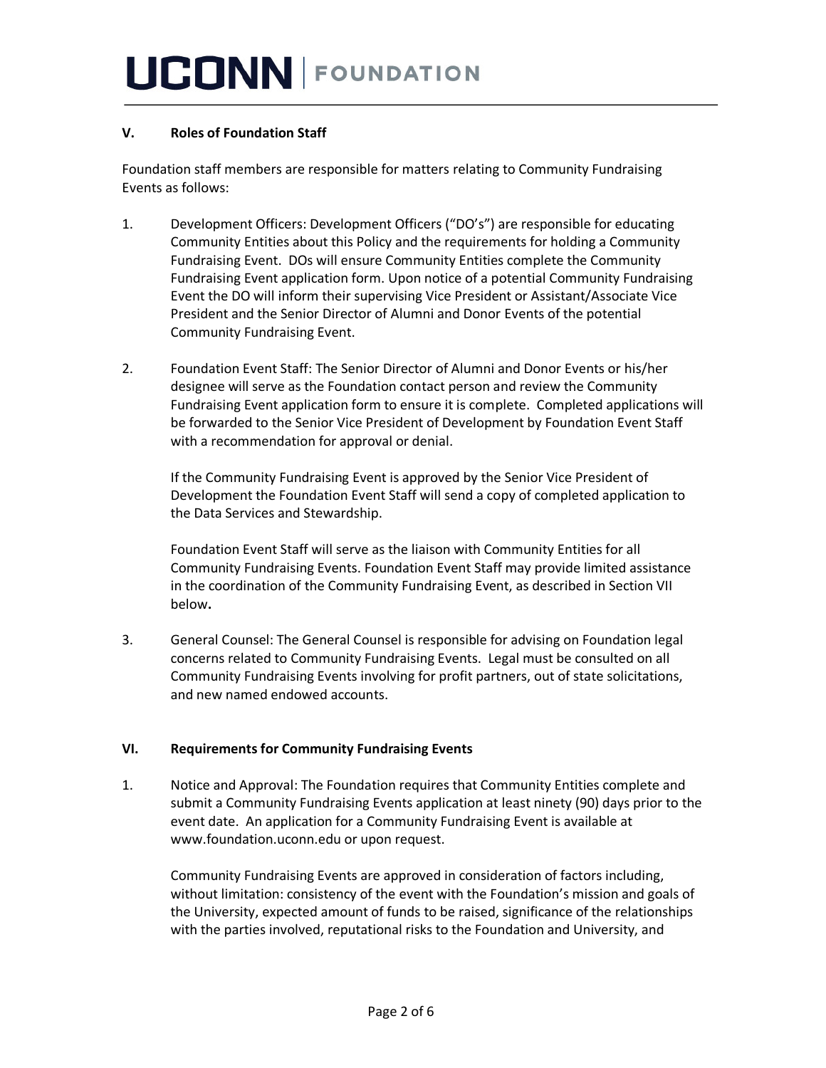### V. Roles of Foundation Staff

Foundation staff members are responsible for matters relating to Community Fundraising Events as follows:

1. Development Officers: Development Officers ("DO's") are responsible for educating Community Entities about this Policy and the requirements for holding a Community Fundraising Event. DOs will ensure Community Entities complete the Community Fundraising Event application form. Upon notice of a potential Community Fundraising Event the DO will inform their supervising Vice President or Assistant/Associate Vice President and the Senior Director of Alumni and Donor Events of the potential Community Fundraising Event.

2. Foundation Event Staff: The Senior Director of Alumni and Donor Events or his/her designee will serve as the Foundation contact person and review the Community Fundraising Event application form to ensure it is complete. Completed applications will be forwarded to the Senior Vice President of Development by Foundation Event Staff with a recommendation for approval or denial.

   If the Community Fundraising Event is approved by the Senior Vice President of Development the Foundation Event Staff will send a copy of completed application to the Data Services and Stewardship.

   Foundation Event Staff will serve as the liaison with Community Entities for all Community Fundraising Events. Foundation Event Staff may provide limited assistance in the coordination of the Community Fundraising Event, as described in Section VII below**.**

3. General Counsel: The General Counsel is responsible for advising on Foundation legal concerns related to Community Fundraising Events. Legal must be consulted on all Community Fundraising Events involving for profit partners, out of state solicitations, and new named endowed accounts.

### VI. Requirements for Community Fundraising Events

1. Notice and Approval: The Foundation requires that Community Entities complete and submit a Community Fundraising Events application at least ninety (90) days prior to the event date. An application for a Community Fundraising Event is available at www.foundation.uconn.edu or upon request.

   Community Fundraising Events are approved in consideration of factors including, without limitation: consistency of the event with the Foundation's mission and goals of the University, expected amount of funds to be raised, significance of the relationships with the parties involved, reputational risks to the Foundation and University, and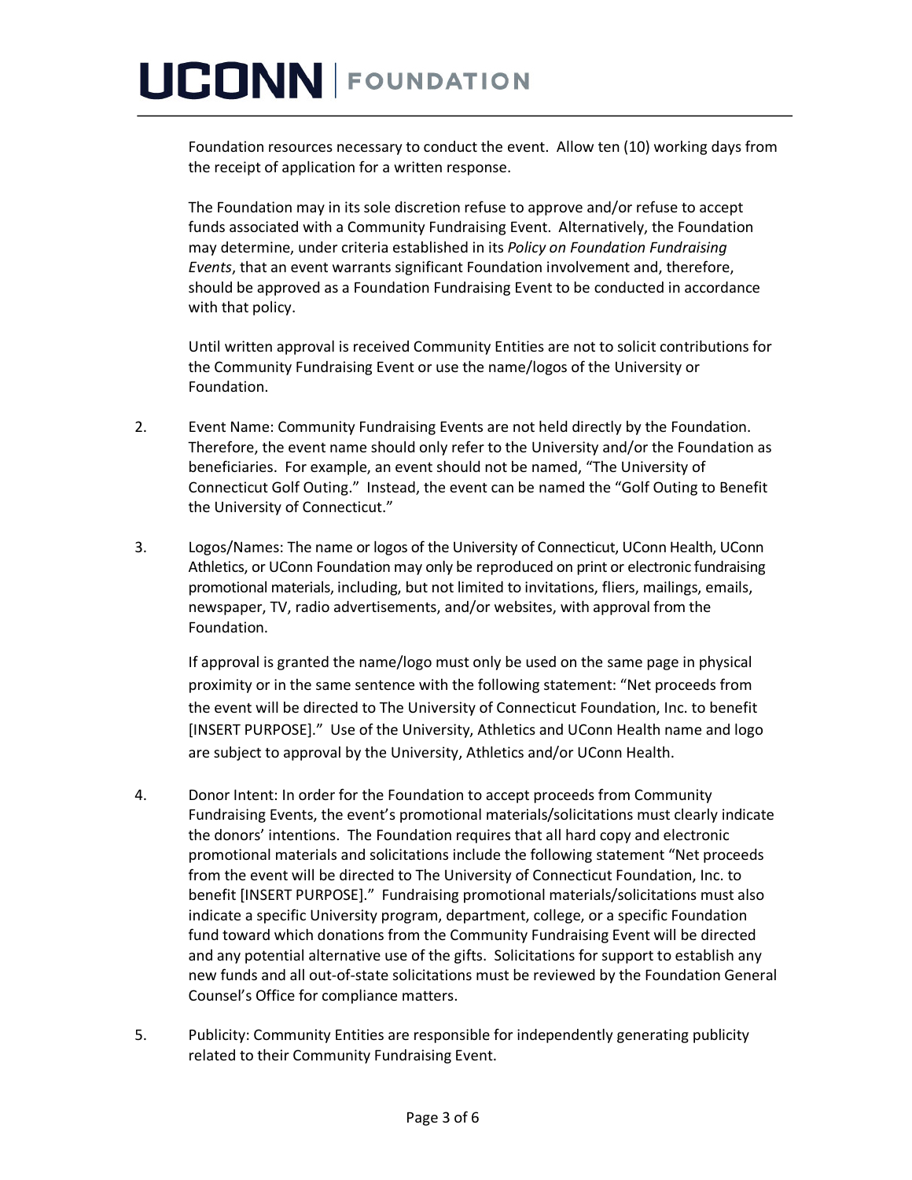Foundation resources necessary to conduct the event. Allow ten (10) working days from the receipt of application for a written response.

The Foundation may in its sole discretion refuse to approve and/or refuse to accept funds associated with a Community Fundraising Event. Alternatively, the Foundation may determine, under criteria established in its *Policy on Foundation Fundraising Events*, that an event warrants significant Foundation involvement and, therefore, should be approved as a Foundation Fundraising Event to be conducted in accordance with that policy.

Until written approval is received Community Entities are not to solicit contributions for the Community Fundraising Event or use the name/logos of the University or Foundation.

2. Event Name: Community Fundraising Events are not held directly by the Foundation. Therefore, the event name should only refer to the University and/or the Foundation as beneficiaries. For example, an event should not be named, "The University of Connecticut Golf Outing." Instead, the event can be named the "Golf Outing to Benefit the University of Connecticut."

3. Logos/Names: The name or logos of the University of Connecticut, UConn Health, UConn Athletics, or UConn Foundation may only be reproduced on print or electronic fundraising promotional materials, including, but not limited to invitations, fliers, mailings, emails, newspaper, TV, radio advertisements, and/or websites, with approval from the Foundation.

   If approval is granted the name/logo must only be used on the same page in physical proximity or in the same sentence with the following statement: "Net proceeds from the event will be directed to The University of Connecticut Foundation, Inc. to benefit [INSERT PURPOSE]." Use of the University, Athletics and UConn Health name and logo are subject to approval by the University, Athletics and/or UConn Health.

4. Donor Intent: In order for the Foundation to accept proceeds from Community Fundraising Events, the event's promotional materials/solicitations must clearly indicate the donors' intentions. The Foundation requires that all hard copy and electronic promotional materials and solicitations include the following statement "Net proceeds from the event will be directed to The University of Connecticut Foundation, Inc. to benefit [INSERT PURPOSE]." Fundraising promotional materials/solicitations must also indicate a specific University program, department, college, or a specific Foundation fund toward which donations from the Community Fundraising Event will be directed and any potential alternative use of the gifts. Solicitations for support to establish any new funds and all out-of-state solicitations must be reviewed by the Foundation General Counsel's Office for compliance matters.

5. Publicity: Community Entities are responsible for independently generating publicity related to their Community Fundraising Event.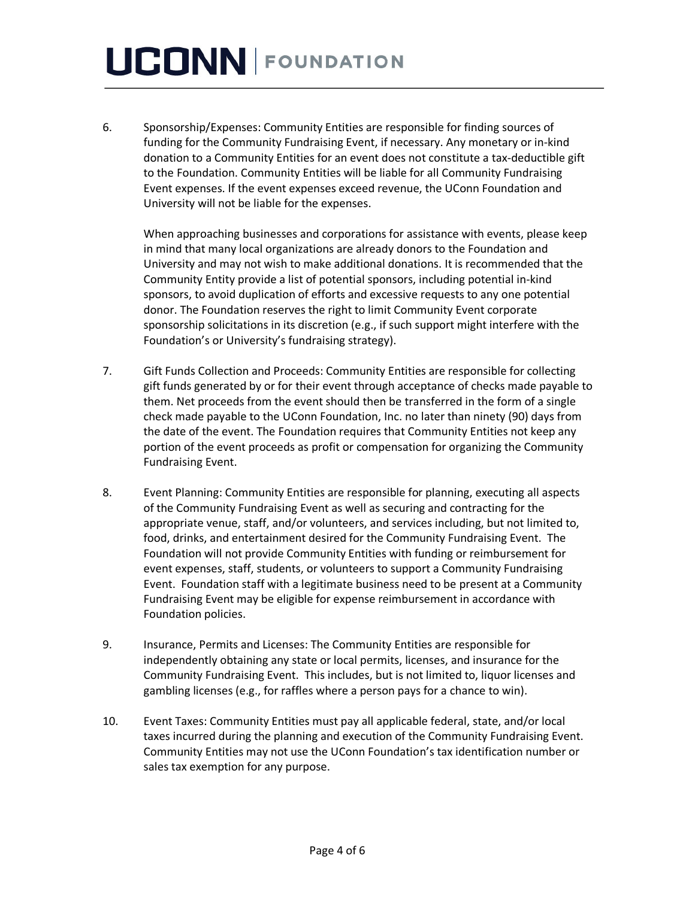6. Sponsorship/Expenses: Community Entities are responsible for finding sources of funding for the Community Fundraising Event, if necessary. Any monetary or in-kind donation to a Community Entities for an event does not constitute a tax-deductible gift to the Foundation. Community Entities will be liable for all Community Fundraising Event expenses. If the event expenses exceed revenue, the UConn Foundation and University will not be liable for the expenses.

   When approaching businesses and corporations for assistance with events, please keep in mind that many local organizations are already donors to the Foundation and University and may not wish to make additional donations. It is recommended that the Community Entity provide a list of potential sponsors, including potential in-kind sponsors, to avoid duplication of efforts and excessive requests to any one potential donor. The Foundation reserves the right to limit Community Event corporate sponsorship solicitations in its discretion (e.g., if such support might interfere with the Foundation's or University's fundraising strategy).

7. Gift Funds Collection and Proceeds: Community Entities are responsible for collecting gift funds generated by or for their event through acceptance of checks made payable to them. Net proceeds from the event should then be transferred in the form of a single check made payable to the UConn Foundation, Inc. no later than ninety (90) days from the date of the event. The Foundation requires that Community Entities not keep any portion of the event proceeds as profit or compensation for organizing the Community Fundraising Event.

8. Event Planning: Community Entities are responsible for planning, executing all aspects of the Community Fundraising Event as well as securing and contracting for the appropriate venue, staff, and/or volunteers, and services including, but not limited to, food, drinks, and entertainment desired for the Community Fundraising Event. The Foundation will not provide Community Entities with funding or reimbursement for event expenses, staff, students, or volunteers to support a Community Fundraising Event. Foundation staff with a legitimate business need to be present at a Community Fundraising Event may be eligible for expense reimbursement in accordance with Foundation policies.

9. Insurance, Permits and Licenses: The Community Entities are responsible for independently obtaining any state or local permits, licenses, and insurance for the Community Fundraising Event. This includes, but is not limited to, liquor licenses and gambling licenses (e.g., for raffles where a person pays for a chance to win).

10. Event Taxes: Community Entities must pay all applicable federal, state, and/or local taxes incurred during the planning and execution of the Community Fundraising Event. Community Entities may not use the UConn Foundation's tax identification number or sales tax exemption for any purpose.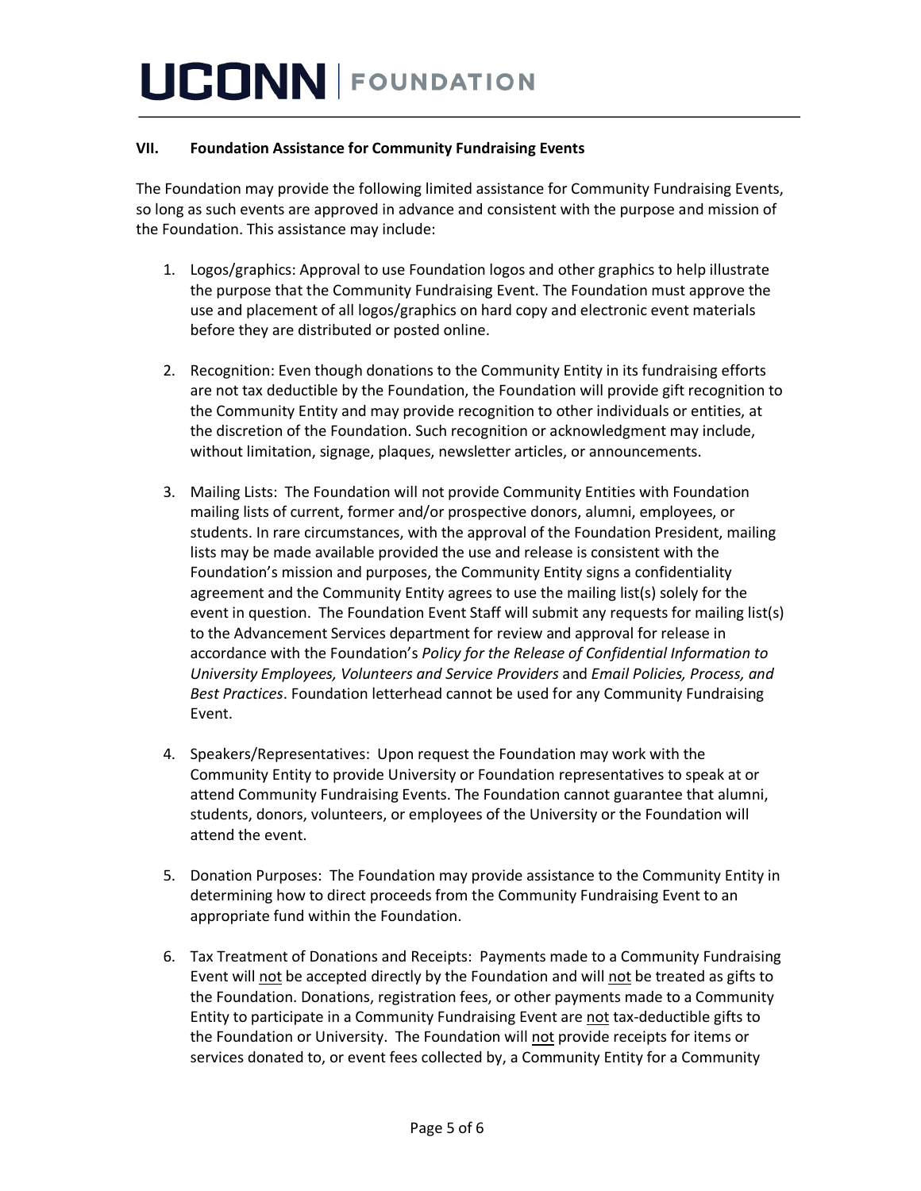### VII. Foundation Assistance for Community Fundraising Events

The Foundation may provide the following limited assistance for Community Fundraising Events, so long as such events are approved in advance and consistent with the purpose and mission of the Foundation. This assistance may include:

1. Logos/graphics: Approval to use Foundation logos and other graphics to help illustrate the purpose that the Community Fundraising Event. The Foundation must approve the use and placement of all logos/graphics on hard copy and electronic event materials before they are distributed or posted online.

2. Recognition: Even though donations to the Community Entity in its fundraising efforts are not tax deductible by the Foundation, the Foundation will provide gift recognition to the Community Entity and may provide recognition to other individuals or entities, at the discretion of the Foundation. Such recognition or acknowledgment may include, without limitation, signage, plaques, newsletter articles, or announcements.

3. Mailing Lists: The Foundation will not provide Community Entities with Foundation mailing lists of current, former and/or prospective donors, alumni, employees, or students. In rare circumstances, with the approval of the Foundation President, mailing lists may be made available provided the use and release is consistent with the Foundation's mission and purposes, the Community Entity signs a confidentiality agreement and the Community Entity agrees to use the mailing list(s) solely for the event in question. The Foundation Event Staff will submit any requests for mailing list(s) to the Advancement Services department for review and approval for release in accordance with the Foundation's *Policy for the Release of Confidential Information to University Employees, Volunteers and Service Providers* and *Email Policies, Process, and Best Practices*. Foundation letterhead cannot be used for any Community Fundraising Event.

4. Speakers/Representatives: Upon request the Foundation may work with the Community Entity to provide University or Foundation representatives to speak at or attend Community Fundraising Events. The Foundation cannot guarantee that alumni, students, donors, volunteers, or employees of the University or the Foundation will attend the event.

5. Donation Purposes: The Foundation may provide assistance to the Community Entity in determining how to direct proceeds from the Community Fundraising Event to an appropriate fund within the Foundation.

6. Tax Treatment of Donations and Receipts: Payments made to a Community Fundraising Event will <u>not</u> be accepted directly by the Foundation and will <u>not</u> be treated as gifts to the Foundation. Donations, registration fees, or other payments made to a Community Entity to participate in a Community Fundraising Event are <u>not</u> tax-deductible gifts to the Foundation or University. The Foundation will <u>not</u> provide receipts for items or services donated to, or event fees collected by, a Community Entity for a Community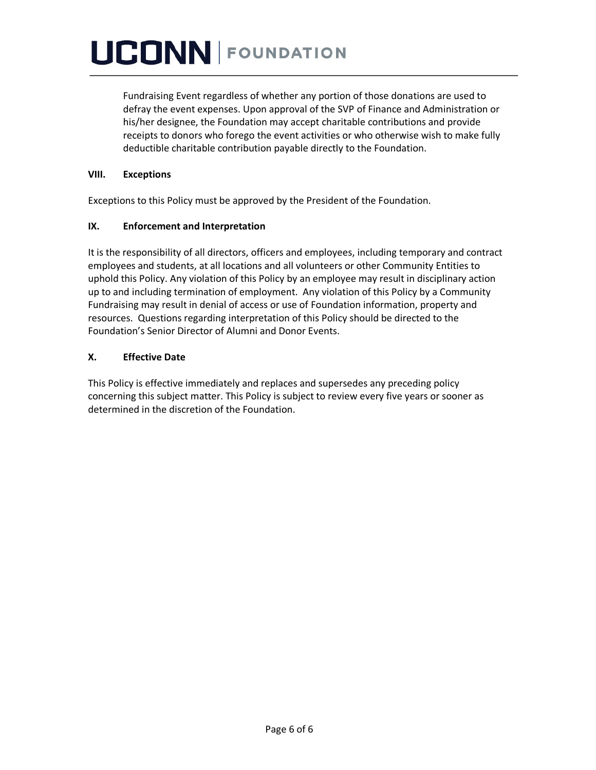Fundraising Event regardless of whether any portion of those donations are used to defray the event expenses. Upon approval of the SVP of Finance and Administration or his/her designee, the Foundation may accept charitable contributions and provide receipts to donors who forego the event activities or who otherwise wish to make fully deductible charitable contribution payable directly to the Foundation.

### VIII. Exceptions

Exceptions to this Policy must be approved by the President of the Foundation.

### IX. Enforcement and Interpretation

It is the responsibility of all directors, officers and employees, including temporary and contract employees and students, at all locations and all volunteers or other Community Entities to uphold this Policy. Any violation of this Policy by an employee may result in disciplinary action up to and including termination of employment. Any violation of this Policy by a Community Fundraising may result in denial of access or use of Foundation information, property and resources. Questions regarding interpretation of this Policy should be directed to the Foundation's Senior Director of Alumni and Donor Events.

### X. Effective Date

This Policy is effective immediately and replaces and supersedes any preceding policy concerning this subject matter. This Policy is subject to review every five years or sooner as determined in the discretion of the Foundation.